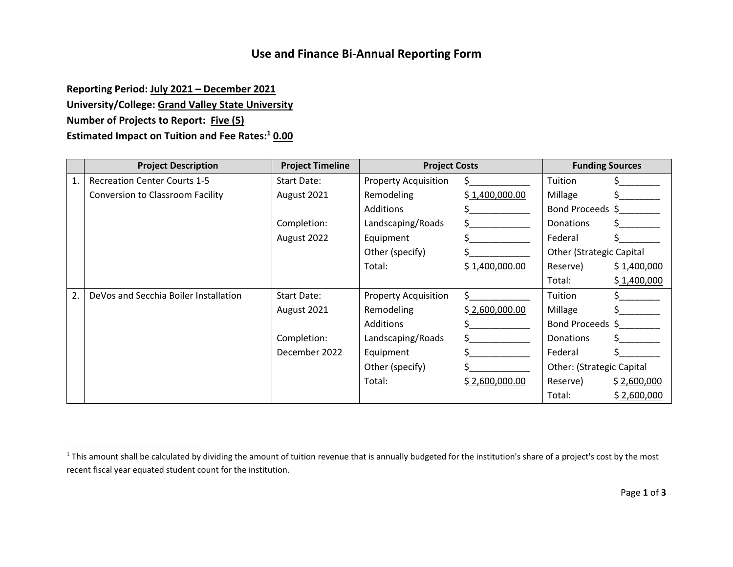# Use and Finance Bi-Annual Reporting Form

**Reporting Period: July 2021 – December 2021**
**University/College: Grand Valley State University**
**Number of Projects to Report: Five (5)**
**Estimated Impact on Tuition and Fee Rates:[1] 0.00**

| | Project Description | Project Timeline | Project Costs | Funding Sources |
|---|---|---|---|---|
| 1. | Recreation Center Courts 1-5 Conversion to Classroom Facility | Start Date: August 2021<br><br>Completion: August 2022 | Property Acquisition $____________<br>Remodeling $ 1,400,000.00<br>Additions $____________<br>Landscaping/Roads $____________<br>Equipment $____________<br>Other (specify) $____________<br>Total: $ 1,400,000.00 | Tuition $________<br>Millage $________<br>Bond Proceeds $________<br>Donations $________<br>Federal $________<br>Other (Strategic Capital Reserve) $ 1,400,000<br>Total: $ 1,400,000 |
| 2. | DeVos and Secchia Boiler Installation | Start Date: August 2021<br><br>Completion: December 2022 | Property Acquisition $____________<br>Remodeling $ 2,600,000.00<br>Additions $____________<br>Landscaping/Roads $____________<br>Equipment $____________<br>Other (specify) $____________<br>Total: $ 2,600,000.00 | Tuition $________<br>Millage $________<br>Bond Proceeds $________<br>Donations $________<br>Federal $________<br>Other: (Strategic Capital Reserve) $ 2,600,000<br>Total: $ 2,600,000 |

[1] This amount shall be calculated by dividing the amount of tuition revenue that is annually budgeted for the institution's share of a project's cost by the most recent fiscal year equated student count for the institution.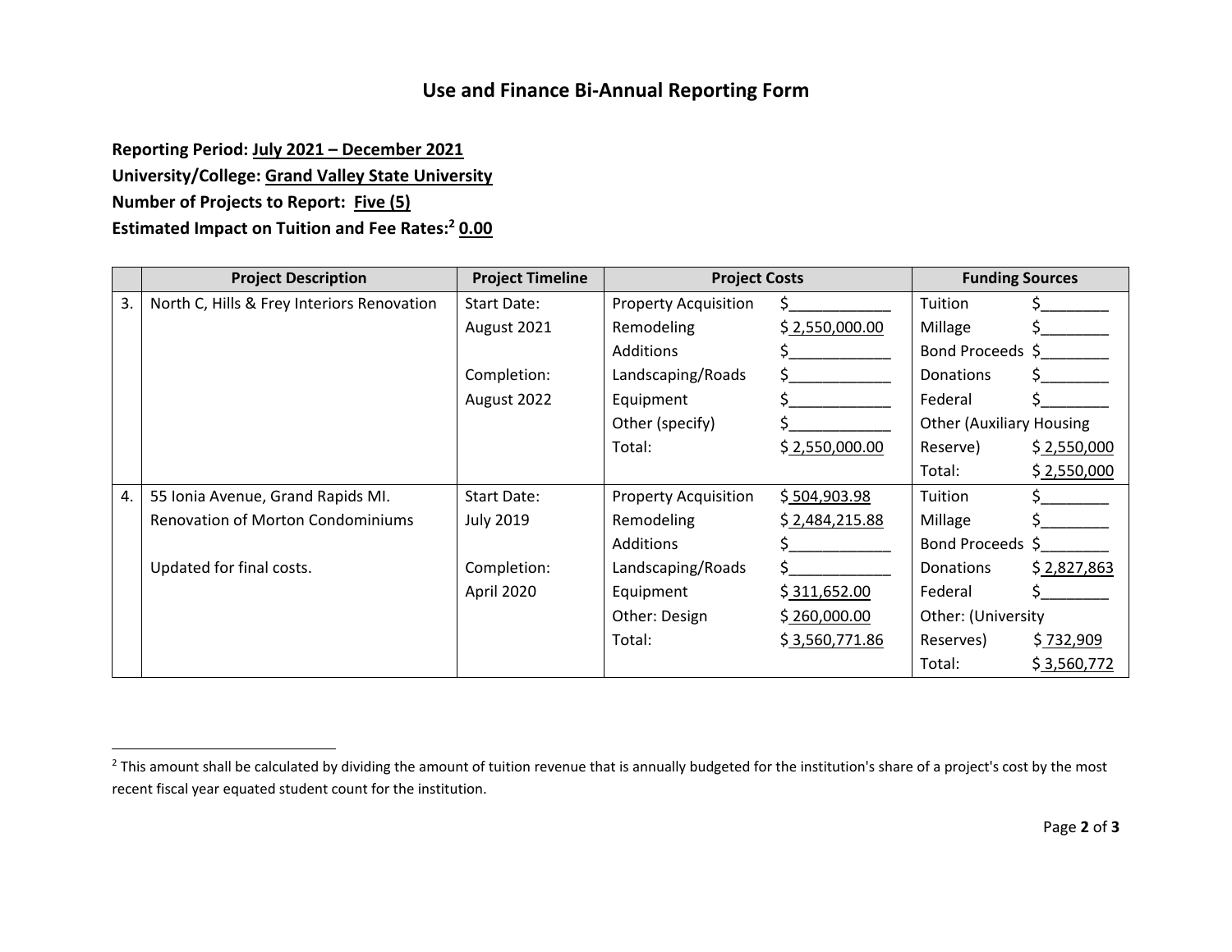# Use and Finance Bi-Annual Reporting Form

**Reporting Period: July 2021 – December 2021**
**University/College: Grand Valley State University**
**Number of Projects to Report: Five (5)**
**Estimated Impact on Tuition and Fee Rates:[2] 0.00**

| | Project Description | Project Timeline | Project Costs | | Funding Sources | |
|---|---|---|---|---|---|---|
| 3. | North C, Hills & Frey Interiors Renovation | Start Date: August 2021 | Property Acquisition | $____________ | Tuition | $________ |
| | | | Remodeling | $ 2,550,000.00 | Millage | $________ |
| | | | Additions | $____________ | Bond Proceeds | $________ |
| | | Completion: August 2022 | Landscaping/Roads | $____________ | Donations | $________ |
| | | | Equipment | $____________ | Federal | $________ |
| | | | Other (specify) | $____________ | Other (Auxiliary Housing Reserve) | $ 2,550,000 |
| | | | Total: | $ 2,550,000.00 | Total: | $ 2,550,000 |
| 4. | 55 Ionia Avenue, Grand Rapids MI. Renovation of Morton Condominiums | Start Date: July 2019 | Property Acquisition | $ 504,903.98 | Tuition | $________ |
| | | | Remodeling | $ 2,484,215.88 | Millage | $________ |
| | | | Additions | $____________ | Bond Proceeds | $________ |
| | Updated for final costs. | Completion: April 2020 | Landscaping/Roads | $____________ | Donations | $ 2,827,863 |
| | | | Equipment | $ 311,652.00 | Federal | $________ |
| | | | Other: Design | $ 260,000.00 | Other: (University Reserves) | $ 732,909 |
| | | | Total: | $ 3,560,771.86 | Total: | $ 3,560,772 |

[2] This amount shall be calculated by dividing the amount of tuition revenue that is annually budgeted for the institution's share of a project's cost by the most recent fiscal year equated student count for the institution.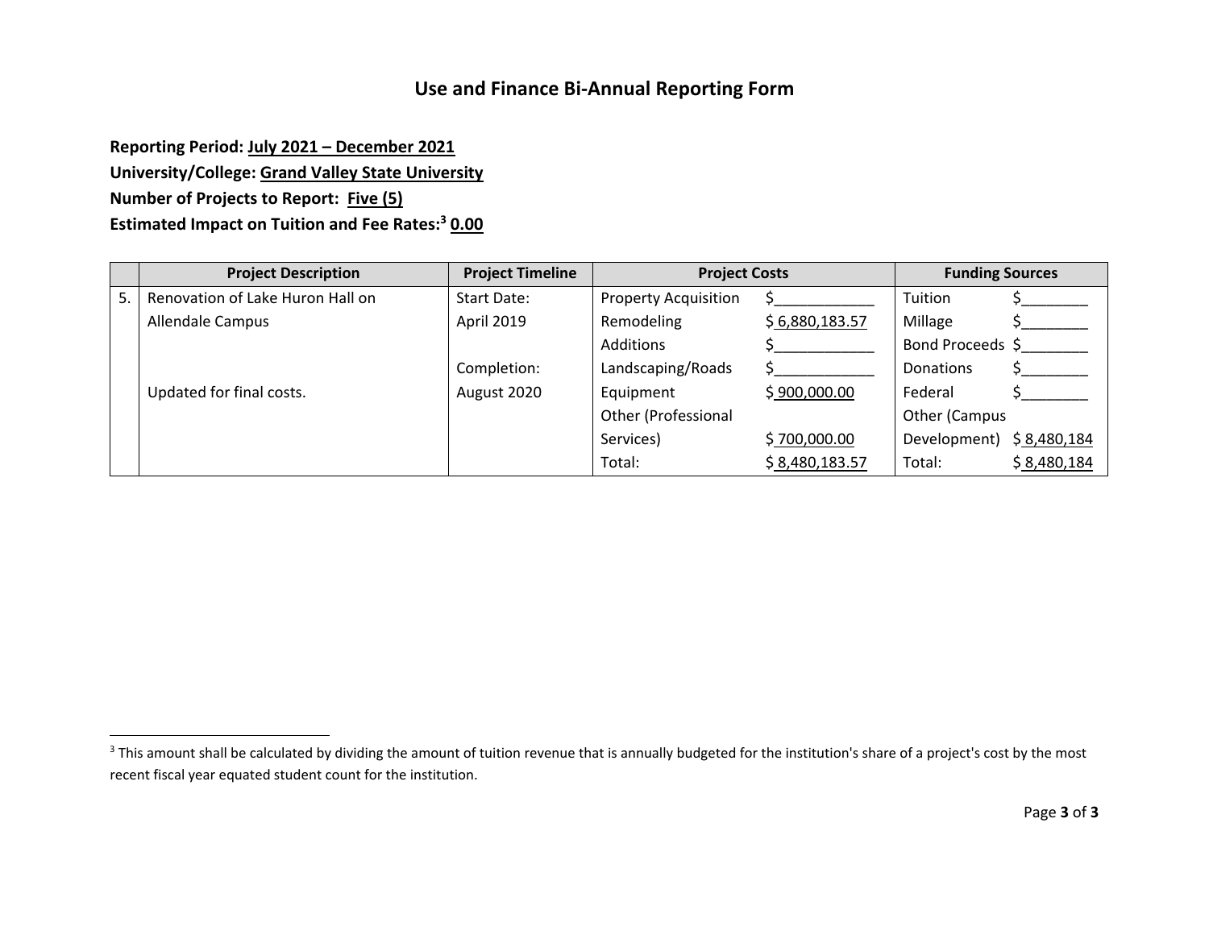# Use and Finance Bi-Annual Reporting Form

**Reporting Period: July 2021 – December 2021**
**University/College: Grand Valley State University**
**Number of Projects to Report: Five (5)**
**Estimated Impact on Tuition and Fee Rates:[3] 0.00**

| | Project Description | Project Timeline | Project Costs | | Funding Sources | |
|---|---|---|---|---|---|---|
| 5. | Renovation of Lake Huron Hall on Allendale Campus | Start Date: April 2019 | Property Acquisition | $____________ | Tuition | $________ |
| | | | Remodeling | $ 6,880,183.57 | Millage | $________ |
| | | | Additions | $____________ | Bond Proceeds | $________ |
| | | Completion: August 2020 | Landscaping/Roads | $____________ | Donations | $________ |
| | Updated for final costs. | | Equipment | $ 900,000.00 | Federal | $________ |
| | | | Other (Professional Services) | $ 700,000.00 | Other (Campus Development) | $ 8,480,184 |
| | | | Total: | $ 8,480,183.57 | Total: | $ 8,480,184 |

[3] This amount shall be calculated by dividing the amount of tuition revenue that is annually budgeted for the institution's share of a project's cost by the most recent fiscal year equated student count for the institution.